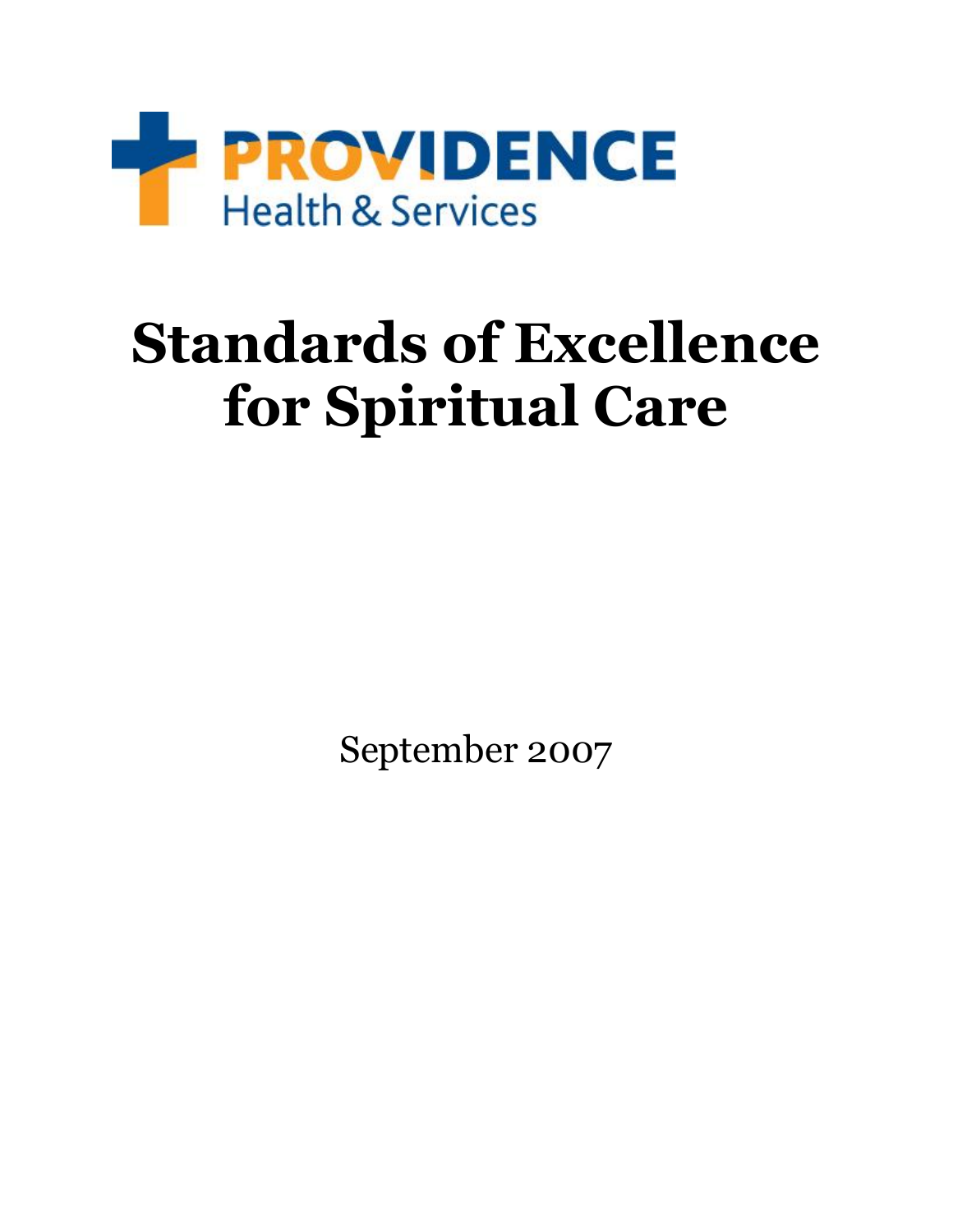PROVIDENCE
Health & Services

# Standards of Excellence for Spiritual Care

September 2007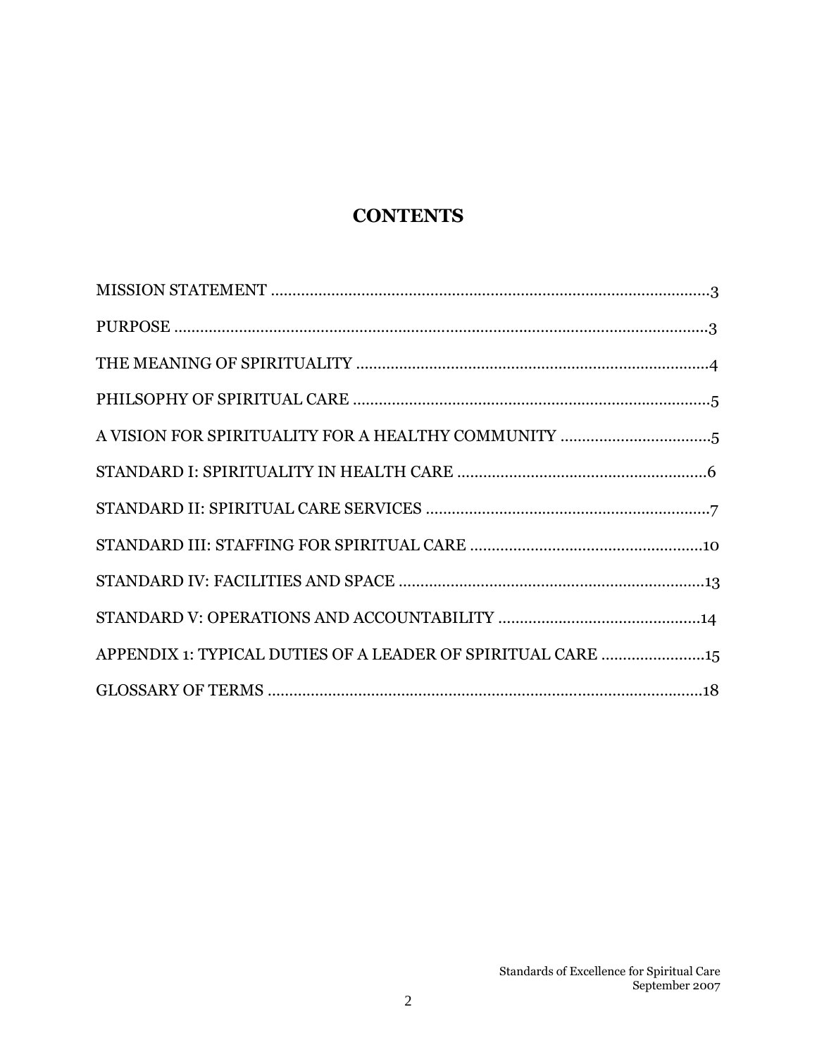# CONTENTS

MISSION STATEMENT ....................................................................................................3

PURPOSE ..........................................................................................................................3

THE MEANING OF SPIRITUALITY ...............................................................................4

PHILSOPHY OF SPIRITUAL CARE .................................................................................5

A VISION FOR SPIRITUALITY FOR A HEALTHY COMMUNITY ..................................5

STANDARD I: SPIRITUALITY IN HEALTH CARE ..........................................................6

STANDARD II: SPIRITUAL CARE SERVICES .................................................................7

STANDARD III: STAFFING FOR SPIRITUAL CARE .....................................................10

STANDARD IV: FACILITIES AND SPACE .....................................................................13

STANDARD V: OPERATIONS AND ACCOUNTABILITY ...............................................14

APPENDIX 1: TYPICAL DUTIES OF A LEADER OF SPIRITUAL CARE ........................15

GLOSSARY OF TERMS ...................................................................................................18

Standards of Excellence for Spiritual Care
September 2007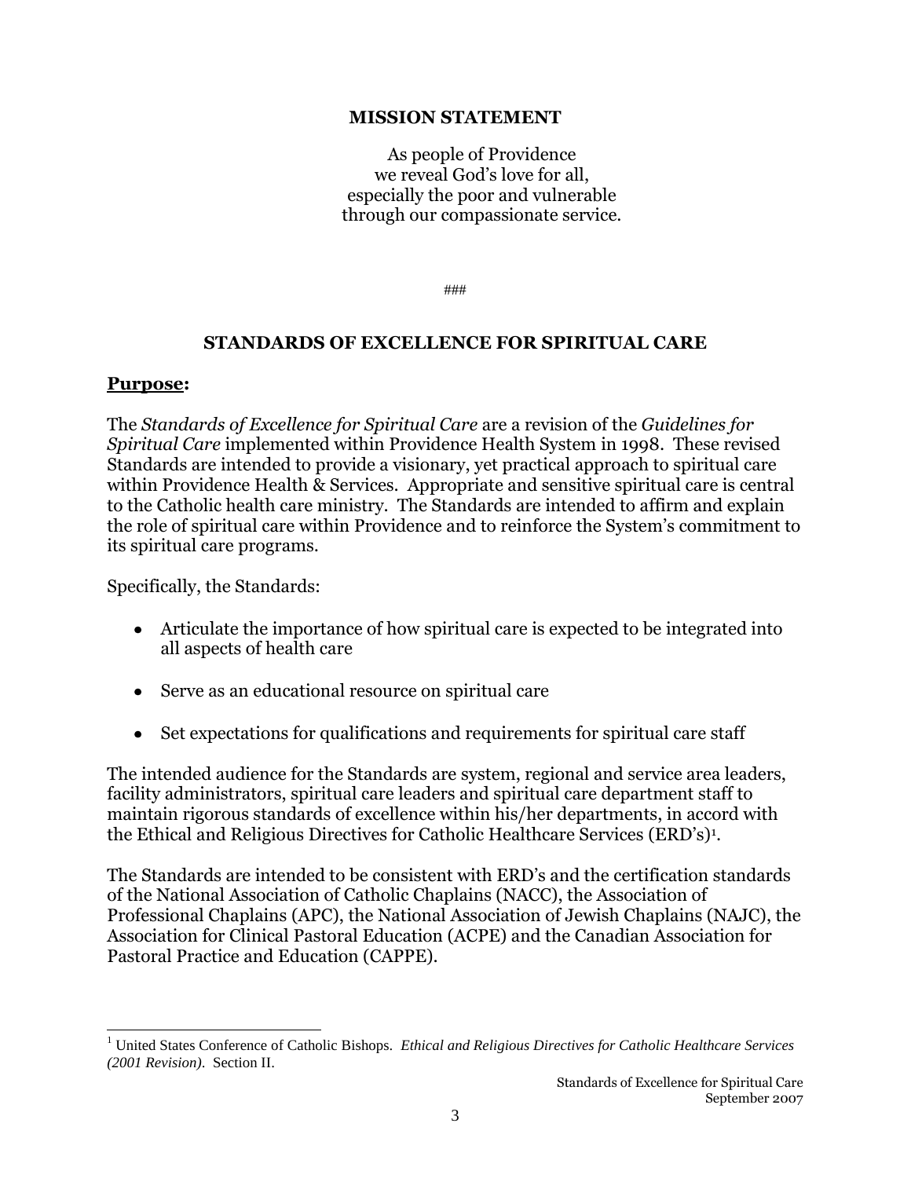## MISSION STATEMENT

As people of Providence
we reveal God's love for all,
especially the poor and vulnerable
through our compassionate service.

###

## STANDARDS OF EXCELLENCE FOR SPIRITUAL CARE

### **Purpose:**

The *Standards of Excellence for Spiritual Care* are a revision of the *Guidelines for Spiritual Care* implemented within Providence Health System in 1998. These revised Standards are intended to provide a visionary, yet practical approach to spiritual care within Providence Health & Services. Appropriate and sensitive spiritual care is central to the Catholic health care ministry. The Standards are intended to affirm and explain the role of spiritual care within Providence and to reinforce the System's commitment to its spiritual care programs.

Specifically, the Standards:

- Articulate the importance of how spiritual care is expected to be integrated into all aspects of health care
- Serve as an educational resource on spiritual care
- Set expectations for qualifications and requirements for spiritual care staff

The intended audience for the Standards are system, regional and service area leaders, facility administrators, spiritual care leaders and spiritual care department staff to maintain rigorous standards of excellence within his/her departments, in accord with the Ethical and Religious Directives for Catholic Healthcare Services (ERD's)[1].

The Standards are intended to be consistent with ERD's and the certification standards of the National Association of Catholic Chaplains (NACC), the Association of Professional Chaplains (APC), the National Association of Jewish Chaplains (NAJC), the Association for Clinical Pastoral Education (ACPE) and the Canadian Association for Pastoral Practice and Education (CAPPE).

[1] United States Conference of Catholic Bishops. *Ethical and Religious Directives for Catholic Healthcare Services (2001 Revision).* Section II.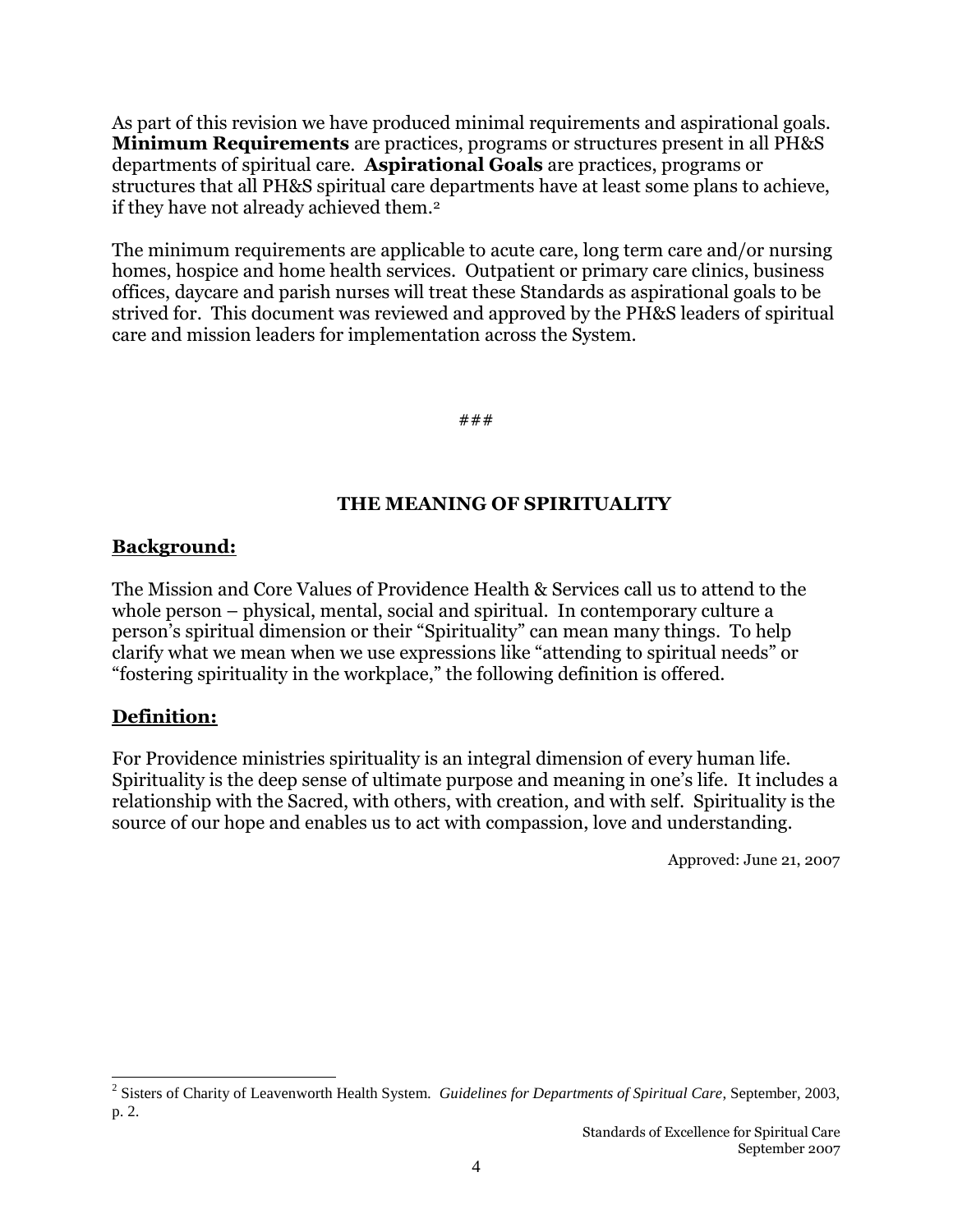As part of this revision we have produced minimal requirements and aspirational goals. **Minimum Requirements** are practices, programs or structures present in all PH&S departments of spiritual care. **Aspirational Goals** are practices, programs or structures that all PH&S spiritual care departments have at least some plans to achieve, if they have not already achieved them.[2]

The minimum requirements are applicable to acute care, long term care and/or nursing homes, hospice and home health services. Outpatient or primary care clinics, business offices, daycare and parish nurses will treat these Standards as aspirational goals to be strived for. This document was reviewed and approved by the PH&S leaders of spiritual care and mission leaders for implementation across the System.

###

## THE MEANING OF SPIRITUALITY

### Background:

The Mission and Core Values of Providence Health & Services call us to attend to the whole person – physical, mental, social and spiritual. In contemporary culture a person's spiritual dimension or their "Spirituality" can mean many things. To help clarify what we mean when we use expressions like "attending to spiritual needs" or "fostering spirituality in the workplace," the following definition is offered.

### Definition:

For Providence ministries spirituality is an integral dimension of every human life. Spirituality is the deep sense of ultimate purpose and meaning in one's life. It includes a relationship with the Sacred, with others, with creation, and with self. Spirituality is the source of our hope and enables us to act with compassion, love and understanding.

Approved: June 21, 2007

---

[2] Sisters of Charity of Leavenworth Health System. *Guidelines for Departments of Spiritual Care*, September, 2003, p. 2.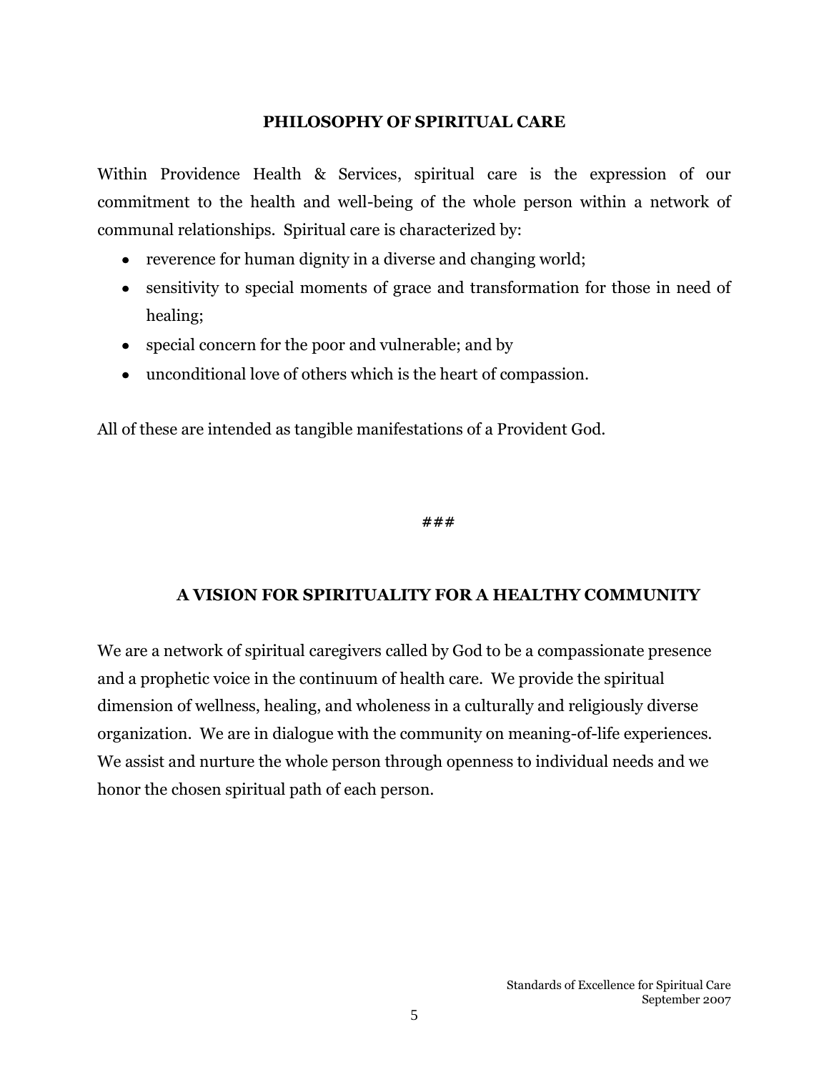## PHILOSOPHY OF SPIRITUAL CARE

Within Providence Health & Services, spiritual care is the expression of our commitment to the health and well-being of the whole person within a network of communal relationships. Spiritual care is characterized by:

- reverence for human dignity in a diverse and changing world;
- sensitivity to special moments of grace and transformation for those in need of healing;
- special concern for the poor and vulnerable; and by
- unconditional love of others which is the heart of compassion.

All of these are intended as tangible manifestations of a Provident God.

###

## A VISION FOR SPIRITUALITY FOR A HEALTHY COMMUNITY

We are a network of spiritual caregivers called by God to be a compassionate presence and a prophetic voice in the continuum of health care. We provide the spiritual dimension of wellness, healing, and wholeness in a culturally and religiously diverse organization. We are in dialogue with the community on meaning-of-life experiences. We assist and nurture the whole person through openness to individual needs and we honor the chosen spiritual path of each person.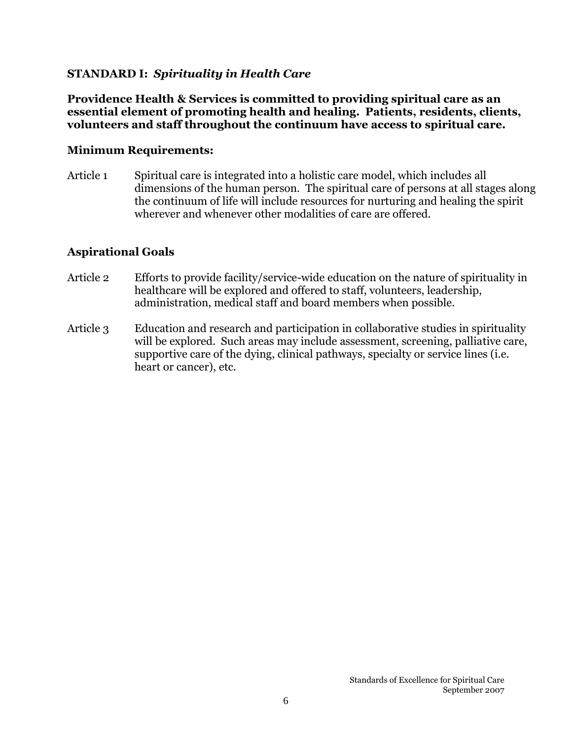## STANDARD I: *Spirituality in Health Care*

**Providence Health & Services is committed to providing spiritual care as an essential element of promoting health and healing. Patients, residents, clients, volunteers and staff throughout the continuum have access to spiritual care.**

### Minimum Requirements:

Article 1 Spiritual care is integrated into a holistic care model, which includes all dimensions of the human person. The spiritual care of persons at all stages along the continuum of life will include resources for nurturing and healing the spirit wherever and whenever other modalities of care are offered.

### Aspirational Goals

Article 2 Efforts to provide facility/service-wide education on the nature of spirituality in healthcare will be explored and offered to staff, volunteers, leadership, administration, medical staff and board members when possible.

Article 3 Education and research and participation in collaborative studies in spirituality will be explored. Such areas may include assessment, screening, palliative care, supportive care of the dying, clinical pathways, specialty or service lines (i.e. heart or cancer), etc.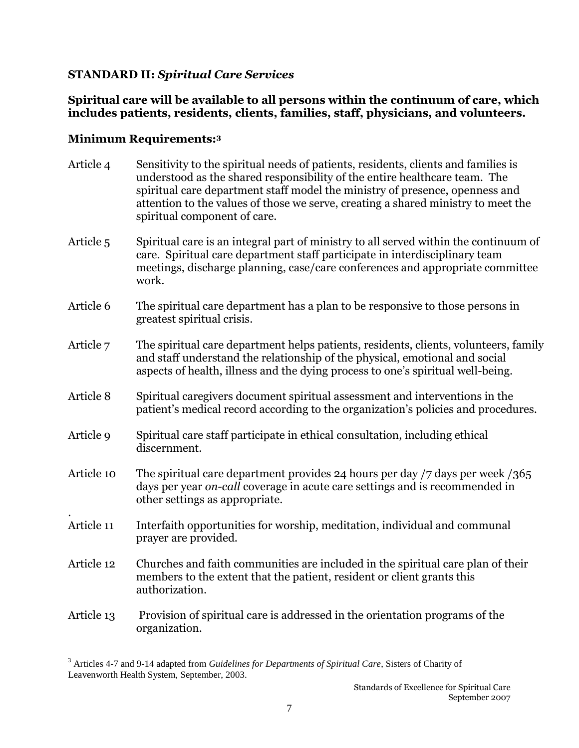**STANDARD II:** ***Spiritual Care Services***

**Spiritual care will be available to all persons within the continuum of care, which includes patients, residents, clients, families, staff, physicians, and volunteers.**

**Minimum Requirements:**[3]

Article 4 Sensitivity to the spiritual needs of patients, residents, clients and families is understood as the shared responsibility of the entire healthcare team. The spiritual care department staff model the ministry of presence, openness and attention to the values of those we serve, creating a shared ministry to meet the spiritual component of care.

Article 5 Spiritual care is an integral part of ministry to all served within the continuum of care. Spiritual care department staff participate in interdisciplinary team meetings, discharge planning, case/care conferences and appropriate committee work.

Article 6 The spiritual care department has a plan to be responsive to those persons in greatest spiritual crisis.

Article 7 The spiritual care department helps patients, residents, clients, volunteers, family and staff understand the relationship of the physical, emotional and social aspects of health, illness and the dying process to one's spiritual well-being.

Article 8 Spiritual caregivers document spiritual assessment and interventions in the patient's medical record according to the organization's policies and procedures.

Article 9 Spiritual care staff participate in ethical consultation, including ethical discernment.

Article 10 The spiritual care department provides 24 hours per day /7 days per week /365 days per year *on-call* coverage in acute care settings and is recommended in other settings as appropriate.

Article 11 Interfaith opportunities for worship, meditation, individual and communal prayer are provided.

Article 12 Churches and faith communities are included in the spiritual care plan of their members to the extent that the patient, resident or client grants this authorization.

Article 13 Provision of spiritual care is addressed in the orientation programs of the organization.

[3] Articles 4-7 and 9-14 adapted from *Guidelines for Departments of Spiritual Care*, Sisters of Charity of Leavenworth Health System, September, 2003.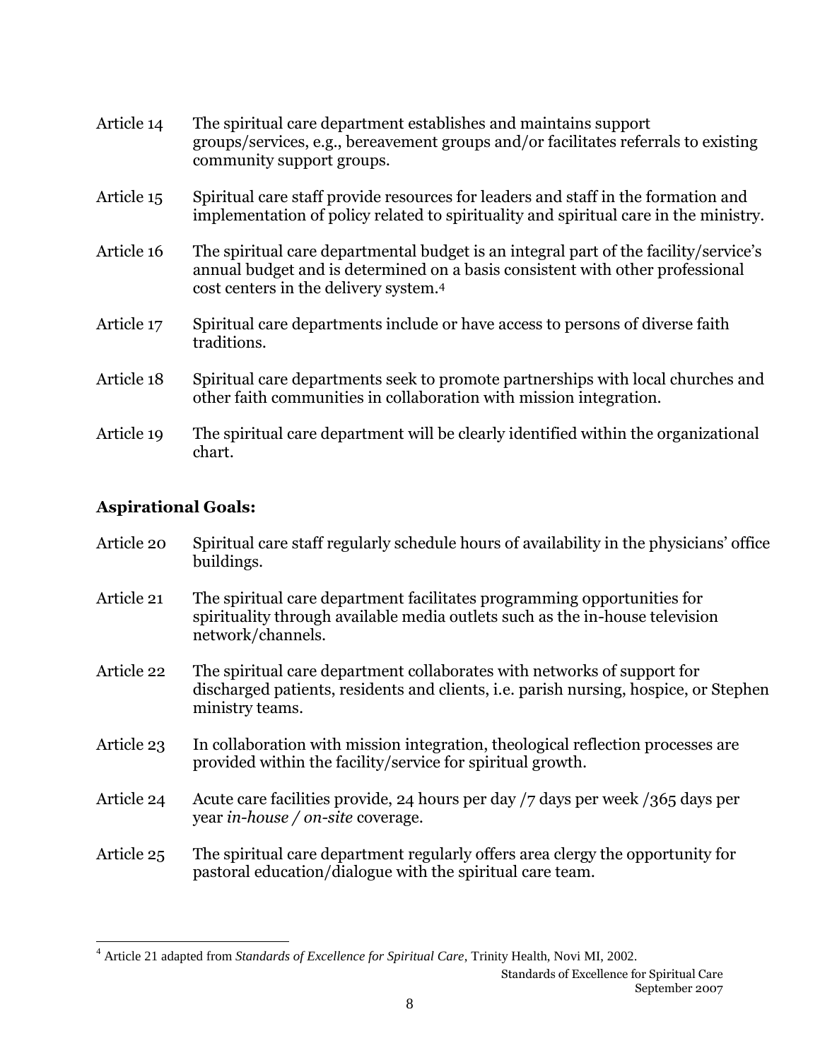Article 14 The spiritual care department establishes and maintains support groups/services, e.g., bereavement groups and/or facilitates referrals to existing community support groups.

Article 15 Spiritual care staff provide resources for leaders and staff in the formation and implementation of policy related to spirituality and spiritual care in the ministry.

Article 16 The spiritual care departmental budget is an integral part of the facility/service's annual budget and is determined on a basis consistent with other professional cost centers in the delivery system.[4]

Article 17 Spiritual care departments include or have access to persons of diverse faith traditions.

Article 18 Spiritual care departments seek to promote partnerships with local churches and other faith communities in collaboration with mission integration.

Article 19 The spiritual care department will be clearly identified within the organizational chart.

**Aspirational Goals:**

Article 20 Spiritual care staff regularly schedule hours of availability in the physicians' office buildings.

Article 21 The spiritual care department facilitates programming opportunities for spirituality through available media outlets such as the in-house television network/channels.

Article 22 The spiritual care department collaborates with networks of support for discharged patients, residents and clients, i.e. parish nursing, hospice, or Stephen ministry teams.

Article 23 In collaboration with mission integration, theological reflection processes are provided within the facility/service for spiritual growth.

Article 24 Acute care facilities provide, 24 hours per day /7 days per week /365 days per year *in-house / on-site* coverage.

Article 25 The spiritual care department regularly offers area clergy the opportunity for pastoral education/dialogue with the spiritual care team.

---

[4] Article 21 adapted from *Standards of Excellence for Spiritual Care*, Trinity Health, Novi MI, 2002.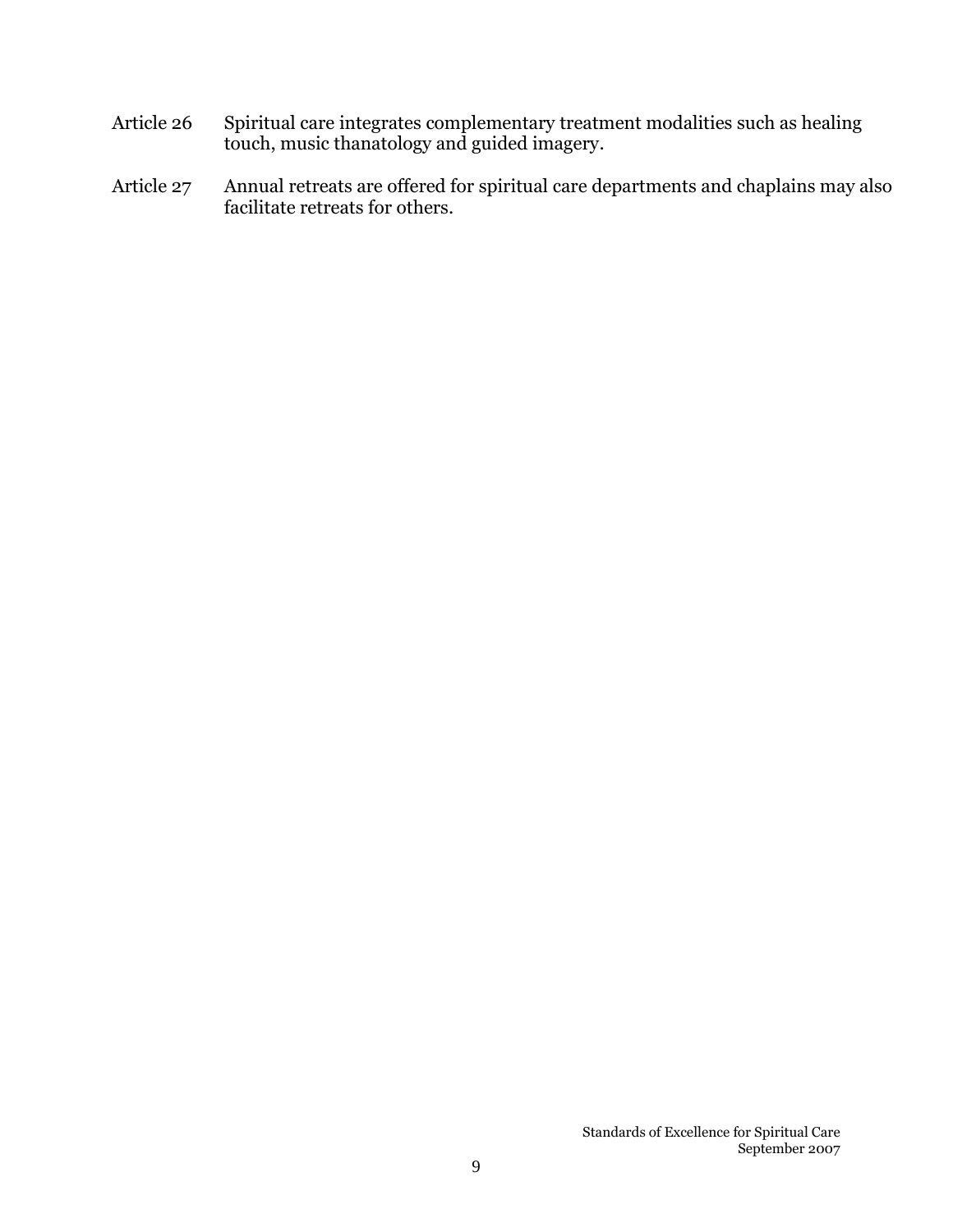Article 26 Spiritual care integrates complementary treatment modalities such as healing touch, music thanatology and guided imagery.

Article 27 Annual retreats are offered for spiritual care departments and chaplains may also facilitate retreats for others.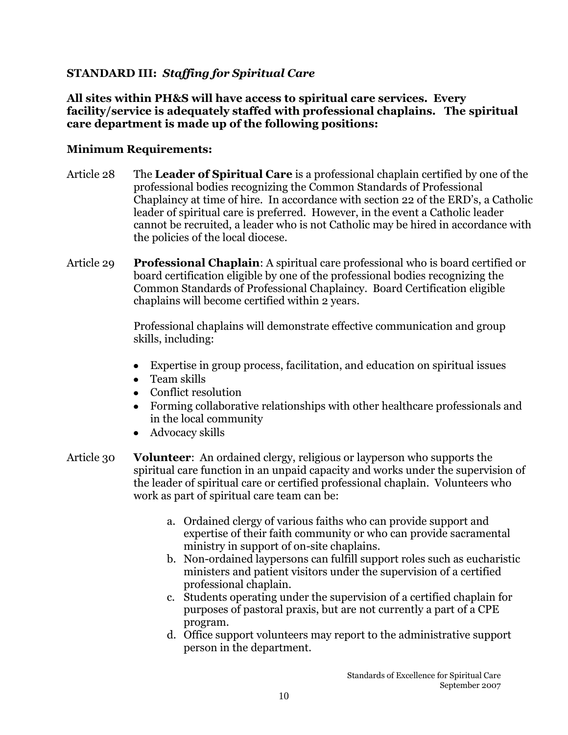## STANDARD III: *Staffing for Spiritual Care*

**All sites within PH&S will have access to spiritual care services. Every facility/service is adequately staffed with professional chaplains. The spiritual care department is made up of the following positions:**

**Minimum Requirements:**

Article 28 The **Leader of Spiritual Care** is a professional chaplain certified by one of the professional bodies recognizing the Common Standards of Professional Chaplaincy at time of hire. In accordance with section 22 of the ERD's, a Catholic leader of spiritual care is preferred. However, in the event a Catholic leader cannot be recruited, a leader who is not Catholic may be hired in accordance with the policies of the local diocese.

Article 29 **Professional Chaplain**: A spiritual care professional who is board certified or board certification eligible by one of the professional bodies recognizing the Common Standards of Professional Chaplaincy. Board Certification eligible chaplains will become certified within 2 years.

Professional chaplains will demonstrate effective communication and group skills, including:

- Expertise in group process, facilitation, and education on spiritual issues
- Team skills
- Conflict resolution
- Forming collaborative relationships with other healthcare professionals and in the local community
- Advocacy skills

Article 30 **Volunteer**: An ordained clergy, religious or layperson who supports the spiritual care function in an unpaid capacity and works under the supervision of the leader of spiritual care or certified professional chaplain. Volunteers who work as part of spiritual care team can be:

a. Ordained clergy of various faiths who can provide support and expertise of their faith community or who can provide sacramental ministry in support of on-site chaplains.
b. Non-ordained laypersons can fulfill support roles such as eucharistic ministers and patient visitors under the supervision of a certified professional chaplain.
c. Students operating under the supervision of a certified chaplain for purposes of pastoral praxis, but are not currently a part of a CPE program.
d. Office support volunteers may report to the administrative support person in the department.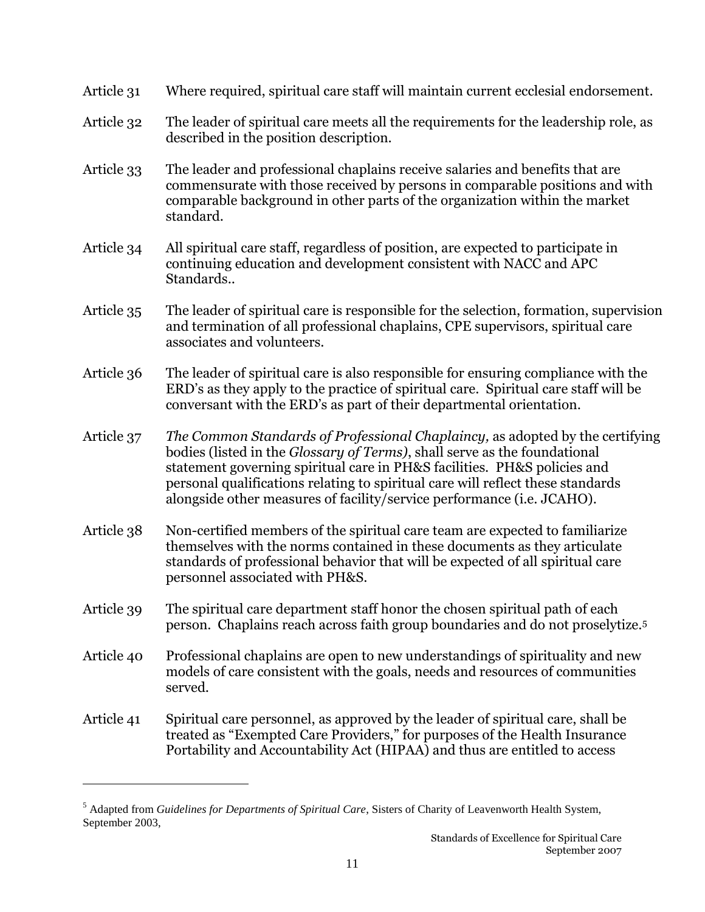Article 31 Where required, spiritual care staff will maintain current ecclesial endorsement.

Article 32 The leader of spiritual care meets all the requirements for the leadership role, as described in the position description.

Article 33 The leader and professional chaplains receive salaries and benefits that are commensurate with those received by persons in comparable positions and with comparable background in other parts of the organization within the market standard.

Article 34 All spiritual care staff, regardless of position, are expected to participate in continuing education and development consistent with NACC and APC Standards..

Article 35 The leader of spiritual care is responsible for the selection, formation, supervision and termination of all professional chaplains, CPE supervisors, spiritual care associates and volunteers.

Article 36 The leader of spiritual care is also responsible for ensuring compliance with the ERD's as they apply to the practice of spiritual care. Spiritual care staff will be conversant with the ERD's as part of their departmental orientation.

Article 37 *The Common Standards of Professional Chaplaincy,* as adopted by the certifying bodies (listed in the *Glossary of Terms)*, shall serve as the foundational statement governing spiritual care in PH&S facilities. PH&S policies and personal qualifications relating to spiritual care will reflect these standards alongside other measures of facility/service performance (i.e. JCAHO).

Article 38 Non-certified members of the spiritual care team are expected to familiarize themselves with the norms contained in these documents as they articulate standards of professional behavior that will be expected of all spiritual care personnel associated with PH&S.

Article 39 The spiritual care department staff honor the chosen spiritual path of each person. Chaplains reach across faith group boundaries and do not proselytize.[5]

Article 40 Professional chaplains are open to new understandings of spirituality and new models of care consistent with the goals, needs and resources of communities served.

Article 41 Spiritual care personnel, as approved by the leader of spiritual care, shall be treated as "Exempted Care Providers," for purposes of the Health Insurance Portability and Accountability Act (HIPAA) and thus are entitled to access

---

[5] Adapted from *Guidelines for Departments of Spiritual Care*, Sisters of Charity of Leavenworth Health System, September 2003,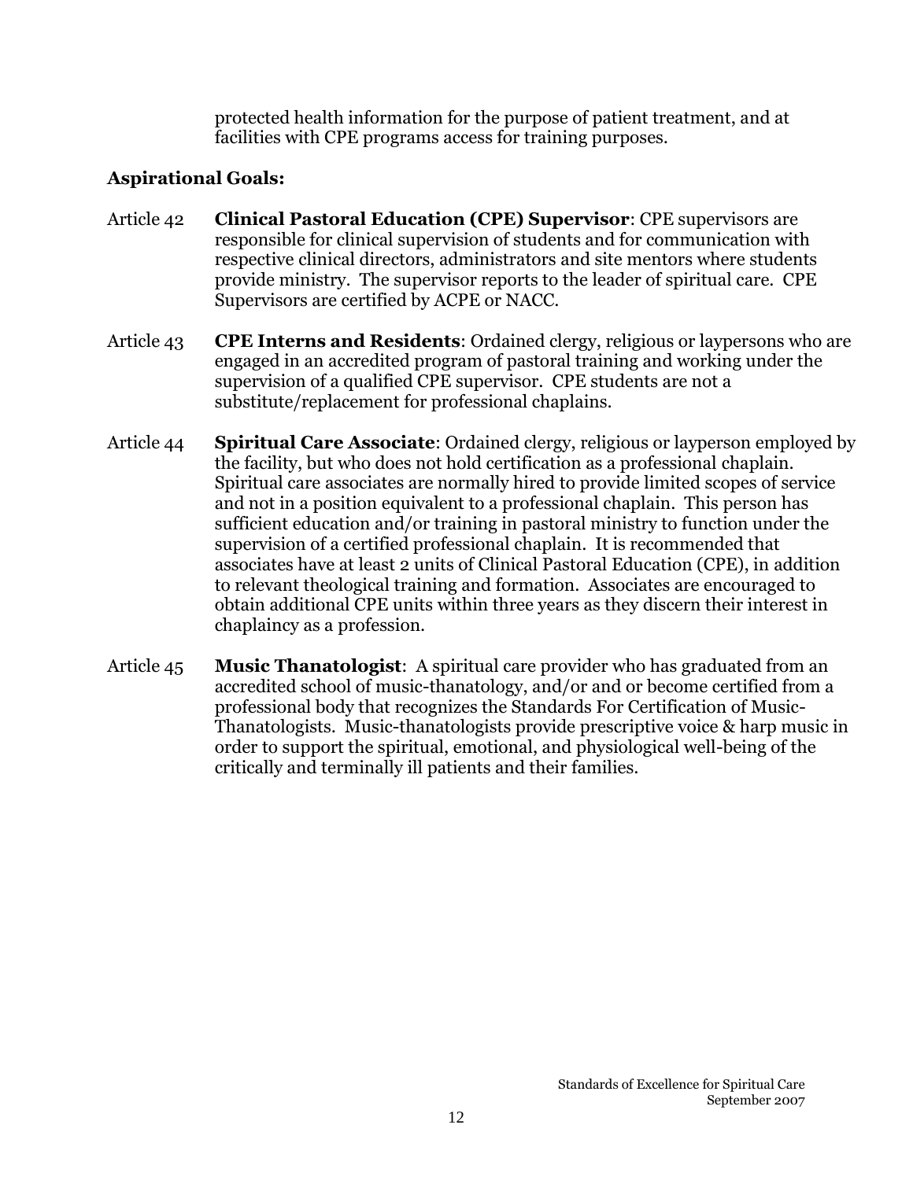protected health information for the purpose of patient treatment, and at facilities with CPE programs access for training purposes.

**Aspirational Goals:**

Article 42 **Clinical Pastoral Education (CPE) Supervisor**: CPE supervisors are responsible for clinical supervision of students and for communication with respective clinical directors, administrators and site mentors where students provide ministry. The supervisor reports to the leader of spiritual care. CPE Supervisors are certified by ACPE or NACC.

Article 43 **CPE Interns and Residents**: Ordained clergy, religious or laypersons who are engaged in an accredited program of pastoral training and working under the supervision of a qualified CPE supervisor. CPE students are not a substitute/replacement for professional chaplains.

Article 44 **Spiritual Care Associate**: Ordained clergy, religious or layperson employed by the facility, but who does not hold certification as a professional chaplain. Spiritual care associates are normally hired to provide limited scopes of service and not in a position equivalent to a professional chaplain. This person has sufficient education and/or training in pastoral ministry to function under the supervision of a certified professional chaplain. It is recommended that associates have at least 2 units of Clinical Pastoral Education (CPE), in addition to relevant theological training and formation. Associates are encouraged to obtain additional CPE units within three years as they discern their interest in chaplaincy as a profession.

Article 45 **Music Thanatologist**: A spiritual care provider who has graduated from an accredited school of music-thanatology, and/or and or become certified from a professional body that recognizes the Standards For Certification of Music-Thanatologists. Music-thanatologists provide prescriptive voice & harp music in order to support the spiritual, emotional, and physiological well-being of the critically and terminally ill patients and their families.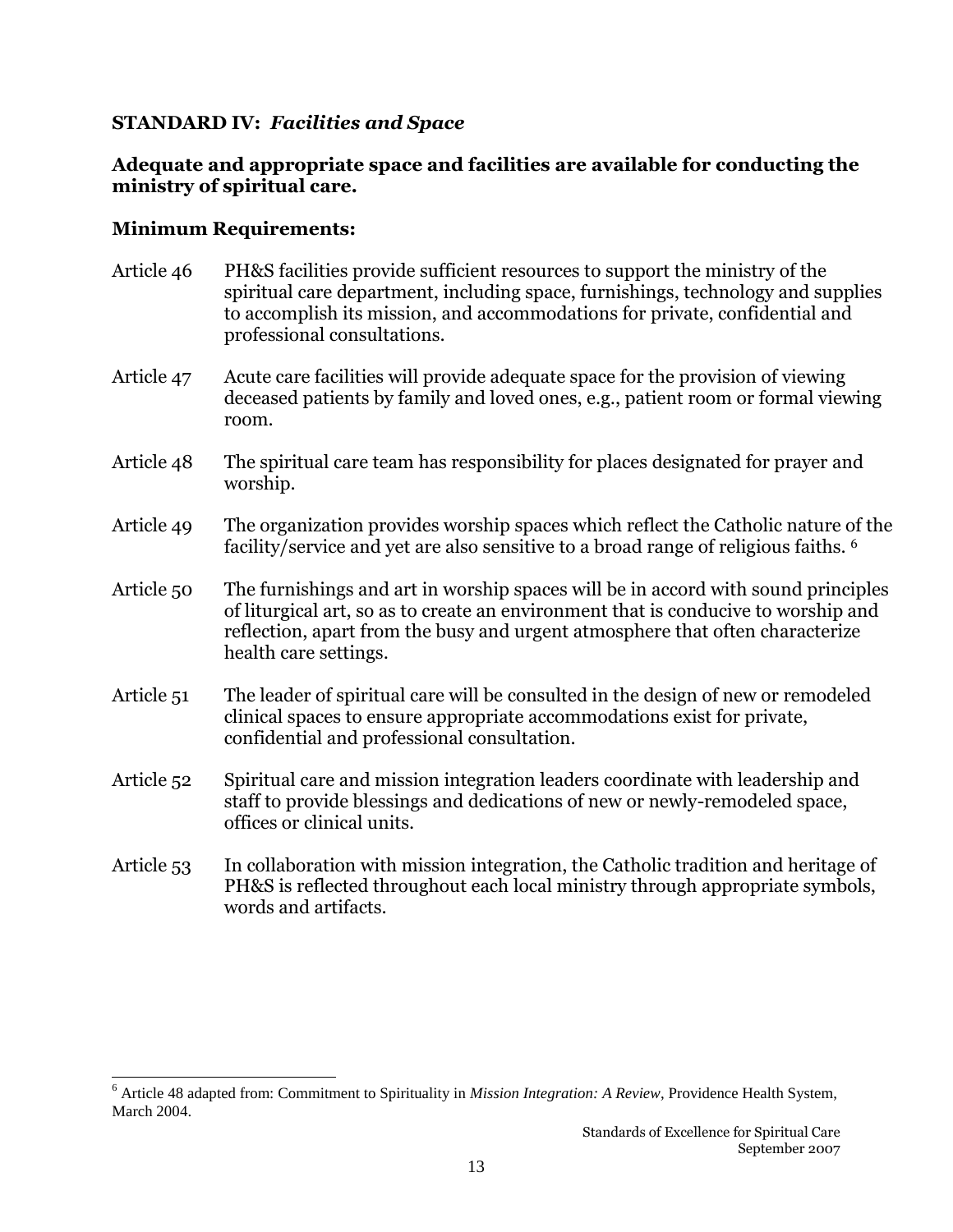**STANDARD IV:** ***Facilities and Space***

**Adequate and appropriate space and facilities are available for conducting the ministry of spiritual care.**

**Minimum Requirements:**

Article 46 PH&S facilities provide sufficient resources to support the ministry of the spiritual care department, including space, furnishings, technology and supplies to accomplish its mission, and accommodations for private, confidential and professional consultations.

Article 47 Acute care facilities will provide adequate space for the provision of viewing deceased patients by family and loved ones, e.g., patient room or formal viewing room.

Article 48 The spiritual care team has responsibility for places designated for prayer and worship.

Article 49 The organization provides worship spaces which reflect the Catholic nature of the facility/service and yet are also sensitive to a broad range of religious faiths. [6]

Article 50 The furnishings and art in worship spaces will be in accord with sound principles of liturgical art, so as to create an environment that is conducive to worship and reflection, apart from the busy and urgent atmosphere that often characterize health care settings.

Article 51 The leader of spiritual care will be consulted in the design of new or remodeled clinical spaces to ensure appropriate accommodations exist for private, confidential and professional consultation.

Article 52 Spiritual care and mission integration leaders coordinate with leadership and staff to provide blessings and dedications of new or newly-remodeled space, offices or clinical units.

Article 53 In collaboration with mission integration, the Catholic tradition and heritage of PH&S is reflected throughout each local ministry through appropriate symbols, words and artifacts.

---

[6] Article 48 adapted from: Commitment to Spirituality in *Mission Integration: A Review*, Providence Health System, March 2004.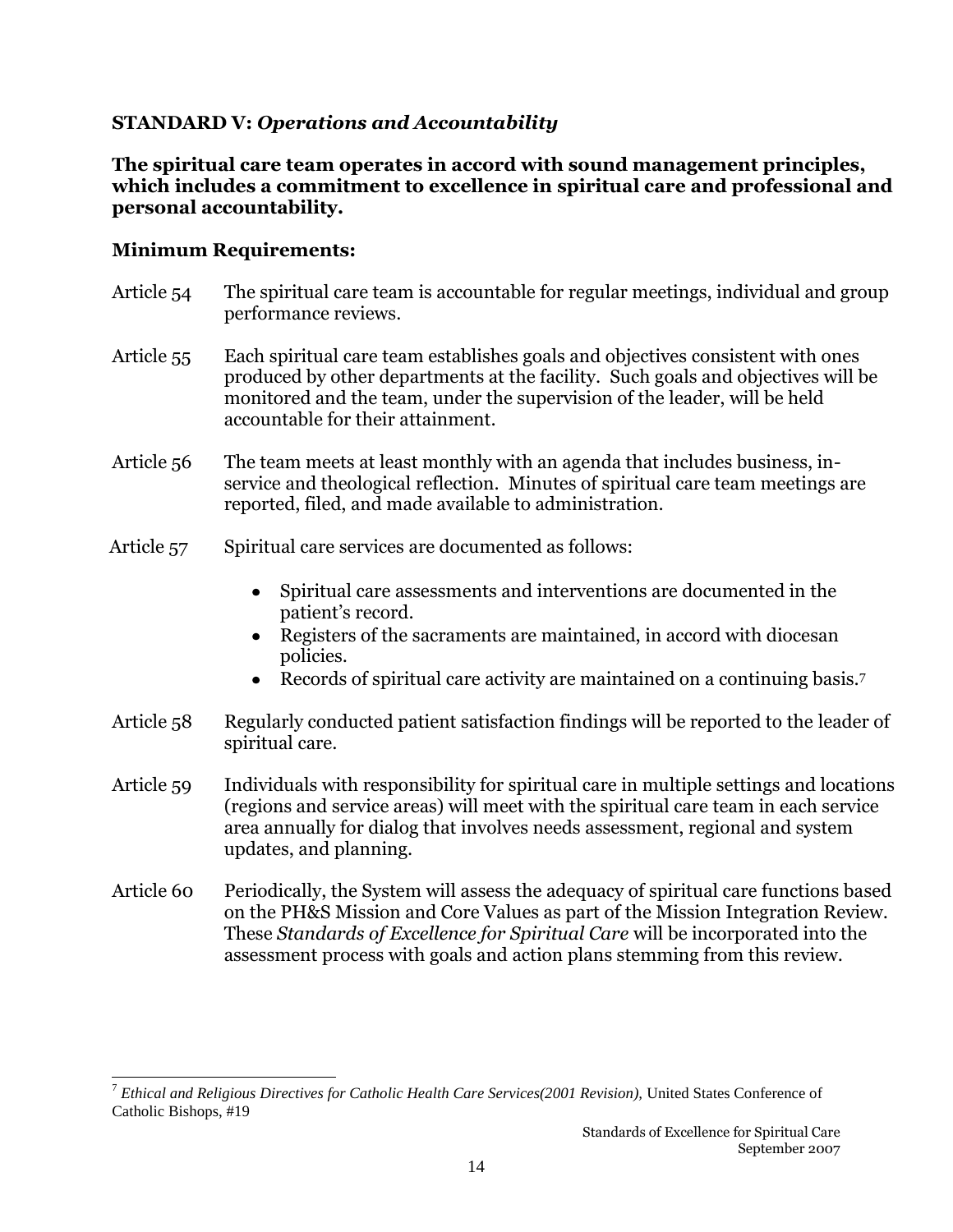## STANDARD V: *Operations and Accountability*

**The spiritual care team operates in accord with sound management principles, which includes a commitment to excellence in spiritual care and professional and personal accountability.**

### Minimum Requirements:

Article 54 The spiritual care team is accountable for regular meetings, individual and group performance reviews.

Article 55 Each spiritual care team establishes goals and objectives consistent with ones produced by other departments at the facility. Such goals and objectives will be monitored and the team, under the supervision of the leader, will be held accountable for their attainment.

Article 56 The team meets at least monthly with an agenda that includes business, in-service and theological reflection. Minutes of spiritual care team meetings are reported, filed, and made available to administration.

Article 57 Spiritual care services are documented as follows:

- Spiritual care assessments and interventions are documented in the patient's record.
- Registers of the sacraments are maintained, in accord with diocesan policies.
- Records of spiritual care activity are maintained on a continuing basis.[7]

Article 58 Regularly conducted patient satisfaction findings will be reported to the leader of spiritual care.

Article 59 Individuals with responsibility for spiritual care in multiple settings and locations (regions and service areas) will meet with the spiritual care team in each service area annually for dialog that involves needs assessment, regional and system updates, and planning.

Article 60 Periodically, the System will assess the adequacy of spiritual care functions based on the PH&S Mission and Core Values as part of the Mission Integration Review. These *Standards of Excellence for Spiritual Care* will be incorporated into the assessment process with goals and action plans stemming from this review.

---

[7] *Ethical and Religious Directives for Catholic Health Care Services(2001 Revision),* United States Conference of Catholic Bishops, #19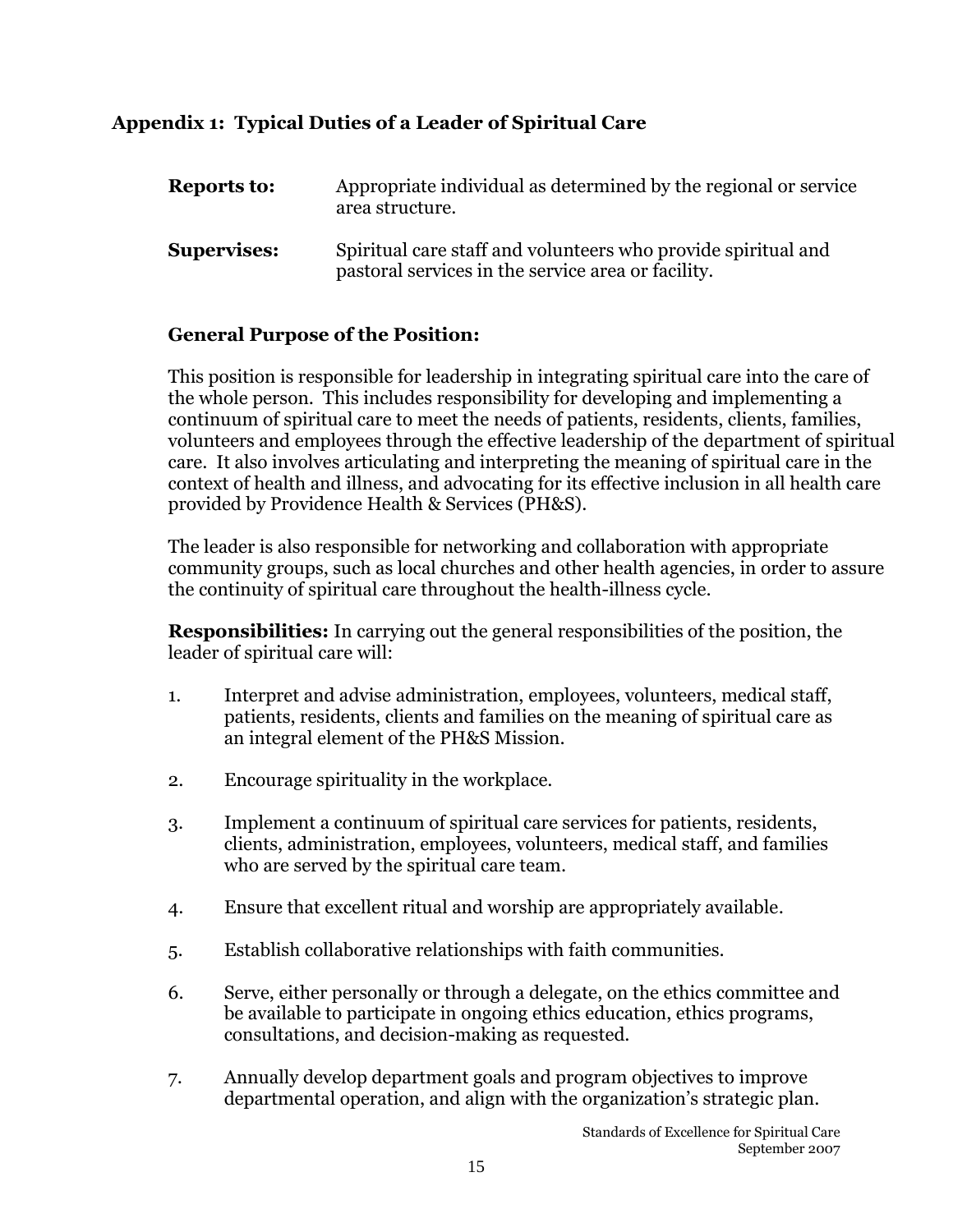## Appendix 1: Typical Duties of a Leader of Spiritual Care

**Reports to:** Appropriate individual as determined by the regional or service area structure.

**Supervises:** Spiritual care staff and volunteers who provide spiritual and pastoral services in the service area or facility.

### General Purpose of the Position:

This position is responsible for leadership in integrating spiritual care into the care of the whole person. This includes responsibility for developing and implementing a continuum of spiritual care to meet the needs of patients, residents, clients, families, volunteers and employees through the effective leadership of the department of spiritual care. It also involves articulating and interpreting the meaning of spiritual care in the context of health and illness, and advocating for its effective inclusion in all health care provided by Providence Health & Services (PH&S).

The leader is also responsible for networking and collaboration with appropriate community groups, such as local churches and other health agencies, in order to assure the continuity of spiritual care throughout the health-illness cycle.

**Responsibilities:** In carrying out the general responsibilities of the position, the leader of spiritual care will:

1. Interpret and advise administration, employees, volunteers, medical staff, patients, residents, clients and families on the meaning of spiritual care as an integral element of the PH&S Mission.

2. Encourage spirituality in the workplace.

3. Implement a continuum of spiritual care services for patients, residents, clients, administration, employees, volunteers, medical staff, and families who are served by the spiritual care team.

4. Ensure that excellent ritual and worship are appropriately available.

5. Establish collaborative relationships with faith communities.

6. Serve, either personally or through a delegate, on the ethics committee and be available to participate in ongoing ethics education, ethics programs, consultations, and decision-making as requested.

7. Annually develop department goals and program objectives to improve departmental operation, and align with the organization's strategic plan.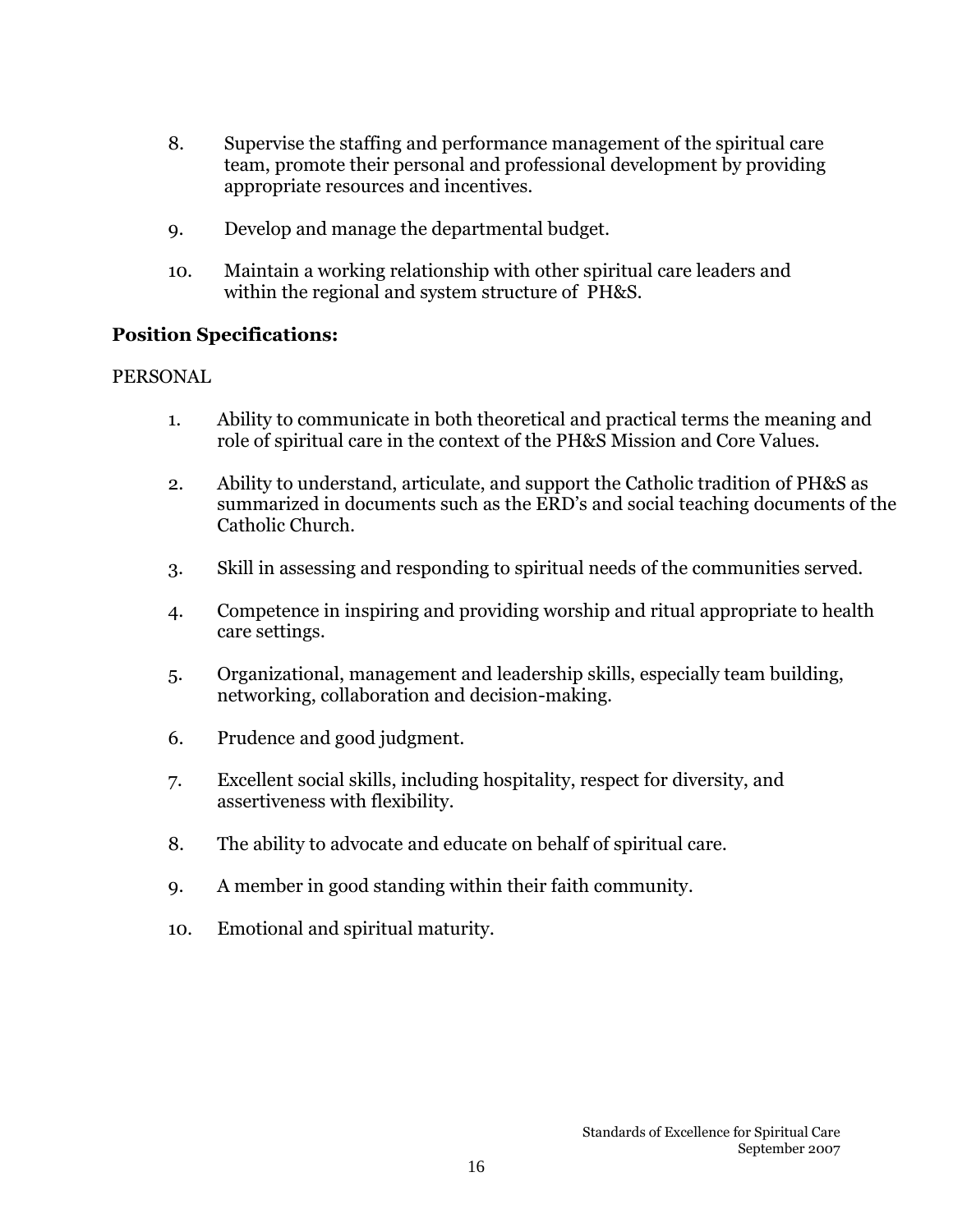8. Supervise the staffing and performance management of the spiritual care team, promote their personal and professional development by providing appropriate resources and incentives.

9. Develop and manage the departmental budget.

10. Maintain a working relationship with other spiritual care leaders and within the regional and system structure of PH&S.

### Position Specifications:

PERSONAL

1. Ability to communicate in both theoretical and practical terms the meaning and role of spiritual care in the context of the PH&S Mission and Core Values.

2. Ability to understand, articulate, and support the Catholic tradition of PH&S as summarized in documents such as the ERD's and social teaching documents of the Catholic Church.

3. Skill in assessing and responding to spiritual needs of the communities served.

4. Competence in inspiring and providing worship and ritual appropriate to health care settings.

5. Organizational, management and leadership skills, especially team building, networking, collaboration and decision-making.

6. Prudence and good judgment.

7. Excellent social skills, including hospitality, respect for diversity, and assertiveness with flexibility.

8. The ability to advocate and educate on behalf of spiritual care.

9. A member in good standing within their faith community.

10. Emotional and spiritual maturity.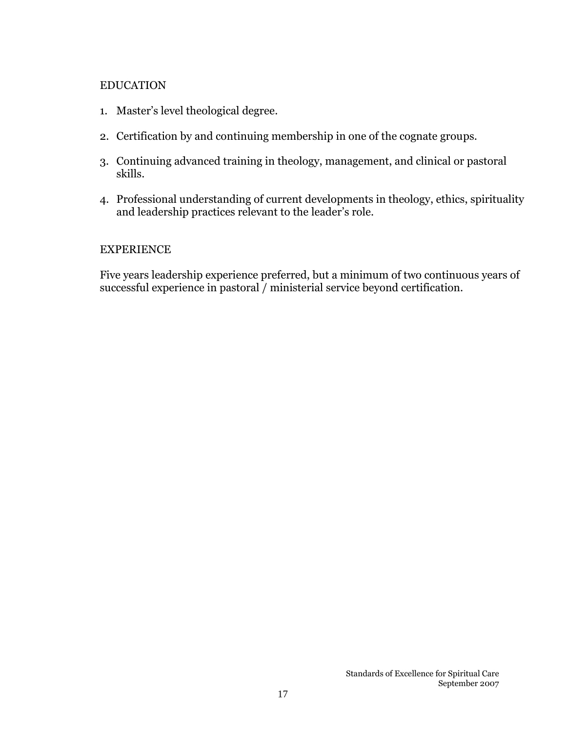## EDUCATION

1. Master's level theological degree.
2. Certification by and continuing membership in one of the cognate groups.
3. Continuing advanced training in theology, management, and clinical or pastoral skills.
4. Professional understanding of current developments in theology, ethics, spirituality and leadership practices relevant to the leader's role.

## EXPERIENCE

Five years leadership experience preferred, but a minimum of two continuous years of successful experience in pastoral / ministerial service beyond certification.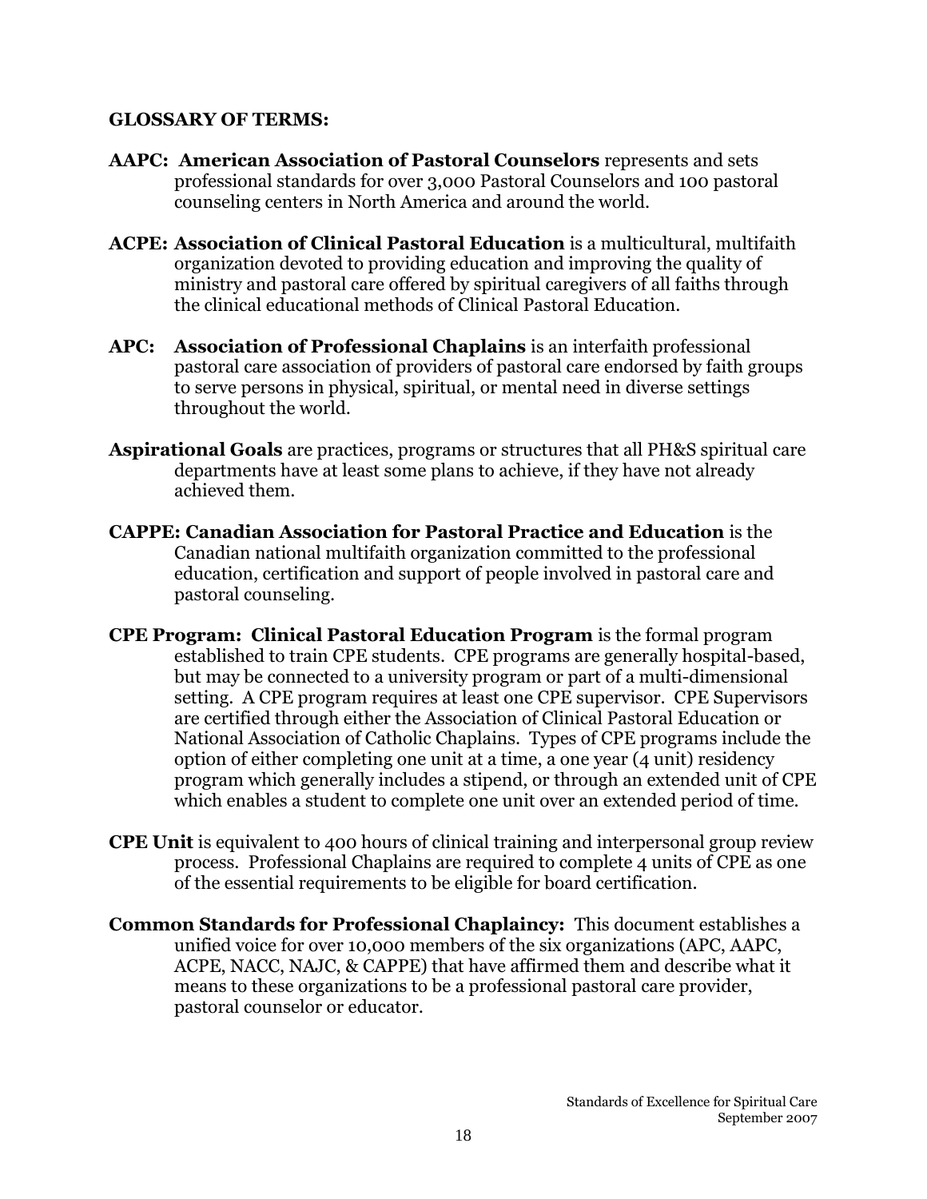**GLOSSARY OF TERMS:**

**AAPC: American Association of Pastoral Counselors** represents and sets professional standards for over 3,000 Pastoral Counselors and 100 pastoral counseling centers in North America and around the world.

**ACPE: Association of Clinical Pastoral Education** is a multicultural, multifaith organization devoted to providing education and improving the quality of ministry and pastoral care offered by spiritual caregivers of all faiths through the clinical educational methods of Clinical Pastoral Education.

**APC: Association of Professional Chaplains** is an interfaith professional pastoral care association of providers of pastoral care endorsed by faith groups to serve persons in physical, spiritual, or mental need in diverse settings throughout the world.

**Aspirational Goals** are practices, programs or structures that all PH&S spiritual care departments have at least some plans to achieve, if they have not already achieved them.

**CAPPE: Canadian Association for Pastoral Practice and Education** is the Canadian national multifaith organization committed to the professional education, certification and support of people involved in pastoral care and pastoral counseling.

**CPE Program: Clinical Pastoral Education Program** is the formal program established to train CPE students. CPE programs are generally hospital-based, but may be connected to a university program or part of a multi-dimensional setting. A CPE program requires at least one CPE supervisor. CPE Supervisors are certified through either the Association of Clinical Pastoral Education or National Association of Catholic Chaplains. Types of CPE programs include the option of either completing one unit at a time, a one year (4 unit) residency program which generally includes a stipend, or through an extended unit of CPE which enables a student to complete one unit over an extended period of time.

**CPE Unit** is equivalent to 400 hours of clinical training and interpersonal group review process. Professional Chaplains are required to complete 4 units of CPE as one of the essential requirements to be eligible for board certification.

**Common Standards for Professional Chaplaincy:** This document establishes a unified voice for over 10,000 members of the six organizations (APC, AAPC, ACPE, NACC, NAJC, & CAPPE) that have affirmed them and describe what it means to these organizations to be a professional pastoral care provider, pastoral counselor or educator.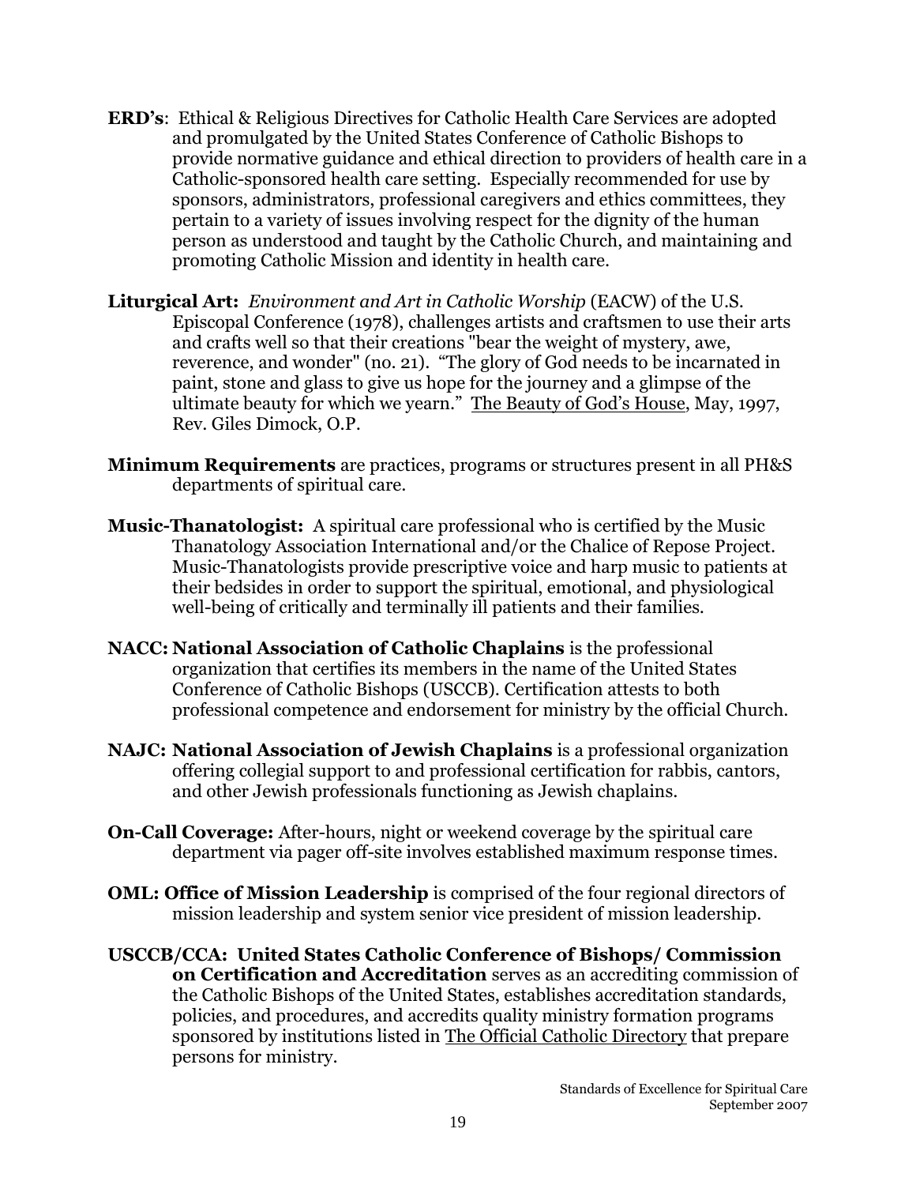**ERD's**: Ethical & Religious Directives for Catholic Health Care Services are adopted and promulgated by the United States Conference of Catholic Bishops to provide normative guidance and ethical direction to providers of health care in a Catholic-sponsored health care setting. Especially recommended for use by sponsors, administrators, professional caregivers and ethics committees, they pertain to a variety of issues involving respect for the dignity of the human person as understood and taught by the Catholic Church, and maintaining and promoting Catholic Mission and identity in health care.

**Liturgical Art:** *Environment and Art in Catholic Worship* (EACW) of the U.S. Episcopal Conference (1978), challenges artists and craftsmen to use their arts and crafts well so that their creations "bear the weight of mystery, awe, reverence, and wonder" (no. 21). "The glory of God needs to be incarnated in paint, stone and glass to give us hope for the journey and a glimpse of the ultimate beauty for which we yearn." The Beauty of God's House, May, 1997, Rev. Giles Dimock, O.P.

**Minimum Requirements** are practices, programs or structures present in all PH&S departments of spiritual care.

**Music-Thanatologist:** A spiritual care professional who is certified by the Music Thanatology Association International and/or the Chalice of Repose Project. Music-Thanatologists provide prescriptive voice and harp music to patients at their bedsides in order to support the spiritual, emotional, and physiological well-being of critically and terminally ill patients and their families.

**NACC: National Association of Catholic Chaplains** is the professional organization that certifies its members in the name of the United States Conference of Catholic Bishops (USCCB). Certification attests to both professional competence and endorsement for ministry by the official Church.

**NAJC: National Association of Jewish Chaplains** is a professional organization offering collegial support to and professional certification for rabbis, cantors, and other Jewish professionals functioning as Jewish chaplains.

**On-Call Coverage:** After-hours, night or weekend coverage by the spiritual care department via pager off-site involves established maximum response times.

**OML: Office of Mission Leadership** is comprised of the four regional directors of mission leadership and system senior vice president of mission leadership.

**USCCB/CCA: United States Catholic Conference of Bishops/ Commission on Certification and Accreditation** serves as an accrediting commission of the Catholic Bishops of the United States, establishes accreditation standards, policies, and procedures, and accredits quality ministry formation programs sponsored by institutions listed in The Official Catholic Directory that prepare persons for ministry.